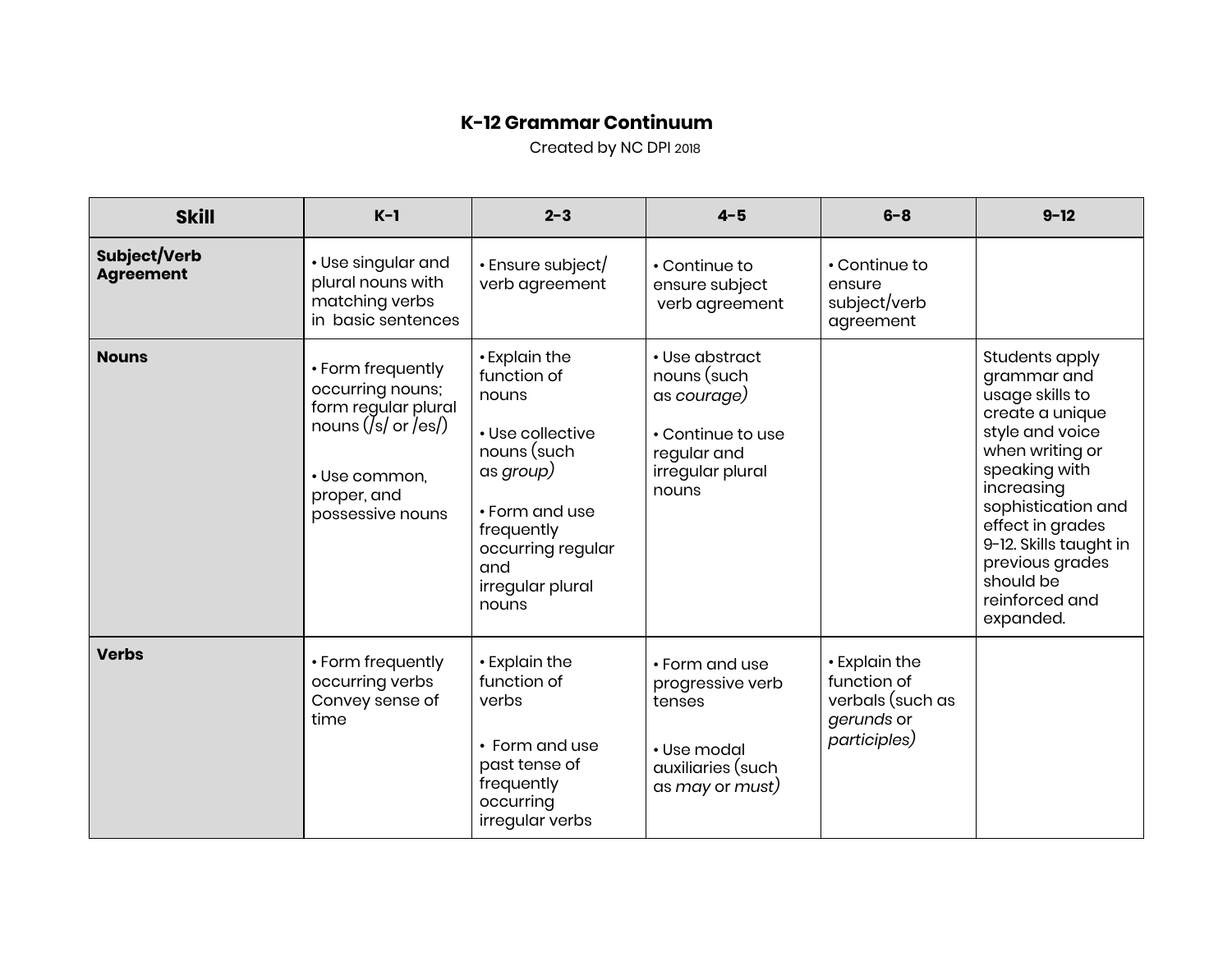# K-12 Grammar Continuum

Created by NC DPI 2018

| Skill | K–1 | 2–3 | 4–5 | 6–8 | 9–12 |
| --- | --- | --- | --- | --- | --- |
| **Subject/Verb Agreement** | • Use singular and plural nouns with matching verbs in basic sentences | • Ensure subject/ verb agreement | • Continue to ensure subject verb agreement | • Continue to ensure subject/verb agreement | |
| **Nouns** | • Form frequently occurring nouns; form regular plural nouns (/s/ or /es/)<br><br>• Use common, proper, and possessive nouns | • Explain the function of nouns<br><br>• Use collective nouns (such as *group*)<br><br>• Form and use frequently occurring regular and irregular plural nouns | • Use abstract nouns (such as *courage*)<br><br>• Continue to use regular and irregular plural nouns | | Students apply grammar and usage skills to create a unique style and voice when writing or speaking with increasing sophistication and effect in grades 9-12. Skills taught in previous grades should be reinforced and expanded. |
| **Verbs** | • Form frequently occurring verbs Convey sense of time | • Explain the function of verbs<br><br>• Form and use past tense of frequently occurring irregular verbs | • Form and use progressive verb tenses<br><br>• Use modal auxiliaries (such as *may* or *must*) | • Explain the function of verbals (such as *gerunds* or *participles*) | |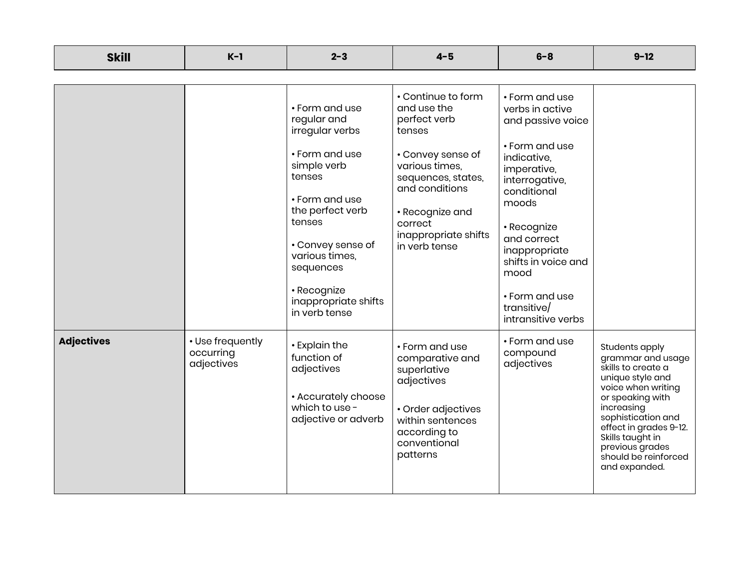| Skill | K–1 | 2–3 | 4–5 | 6–8 | 9–12 |
|---|---|---|---|---|---|
| | | • Form and use regular and irregular verbs<br><br>• Form and use simple verb tenses<br><br>• Form and use the perfect verb tenses<br><br>• Convey sense of various times, sequences<br><br>• Recognize inappropriate shifts in verb tense | • Continue to form and use the perfect verb tenses<br><br>• Convey sense of various times, sequences, states, and conditions<br><br>• Recognize and correct inappropriate shifts in verb tense | • Form and use verbs in active and passive voice<br><br>• Form and use indicative, imperative, interrogative, conditional moods<br><br>• Recognize and correct inappropriate shifts in voice and mood<br><br>• Form and use transitive/ intransitive verbs | |
| **Adjectives** | • Use frequently occurring adjectives | • Explain the function of adjectives<br><br>• Accurately choose which to use - adjective or adverb | • Form and use comparative and superlative adjectives<br><br>• Order adjectives within sentences according to conventional patterns | • Form and use compound adjectives | Students apply grammar and usage skills to create a unique style and voice when writing or speaking with increasing sophistication and effect in grades 9-12. Skills taught in previous grades should be reinforced and expanded. |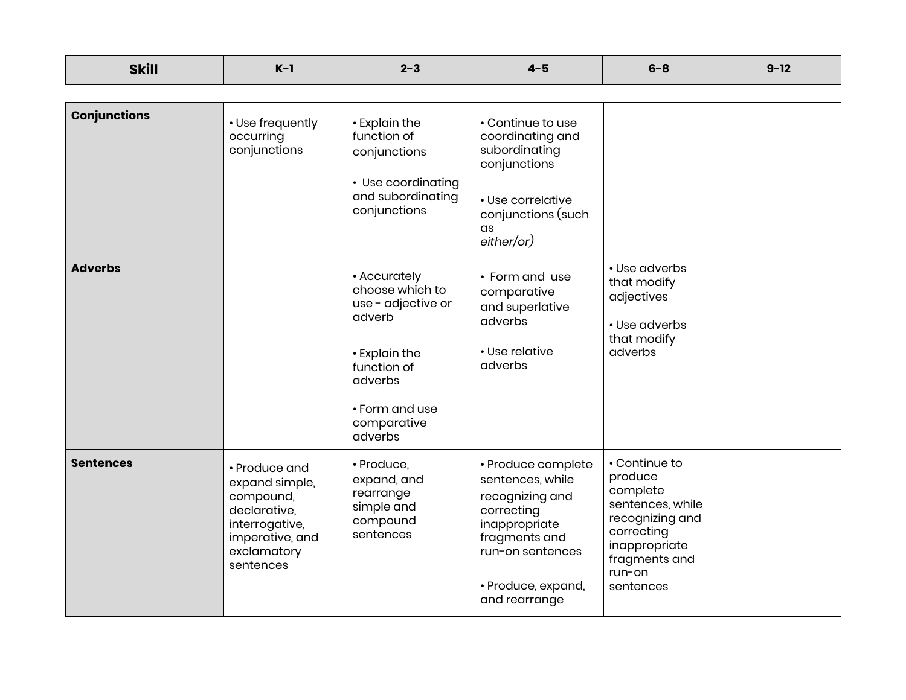| Skill | K–1 | 2–3 | 4–5 | 6–8 | 9–12 |
|---|---|---|---|---|---|
| **Conjunctions** | • Use frequently occurring conjunctions | • Explain the function of conjunctions<br><br>• Use coordinating and subordinating conjunctions | • Continue to use coordinating and subordinating conjunctions<br><br>• Use correlative conjunctions (such as *either/or)* | | |
| **Adverbs** | | • Accurately choose which to use - adjective or adverb<br><br>• Explain the function of adverbs<br><br>• Form and use comparative adverbs | • Form and use comparative and superlative adverbs<br><br>• Use relative adverbs | • Use adverbs that modify adjectives<br><br>• Use adverbs that modify adverbs | |
| **Sentences** | • Produce and expand simple, compound, declarative, interrogative, imperative, and exclamatory sentences | • Produce, expand, and rearrange simple and compound sentences | • Produce complete sentences, while recognizing and correcting inappropriate fragments and run-on sentences<br><br>• Produce, expand, and rearrange | • Continue to produce complete sentences, while recognizing and correcting inappropriate fragments and run-on sentences | |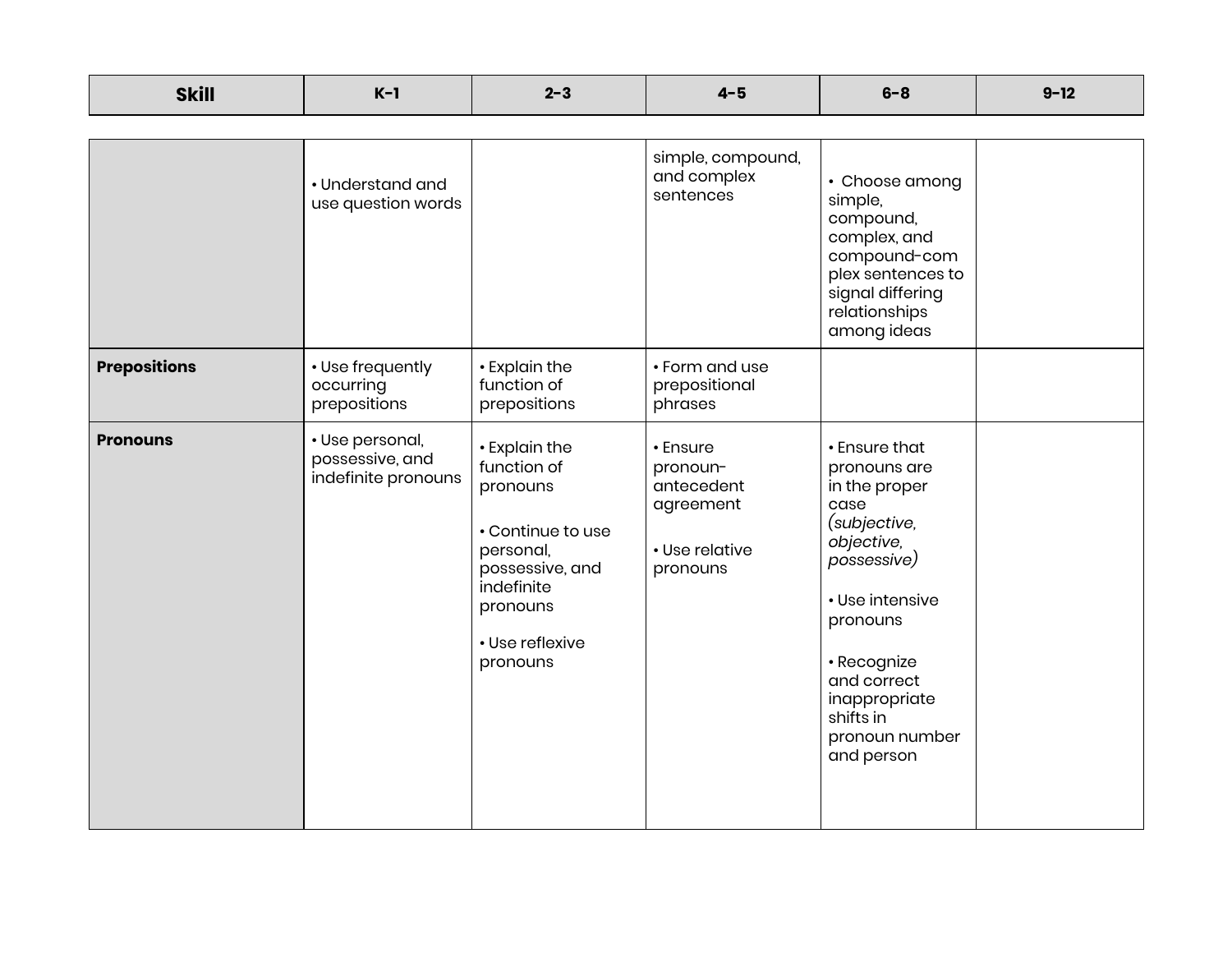| Skill | K-1 | 2-3 | 4-5 | 6-8 | 9-12 |
|---|---|---|---|---|---|
| | • Understand and use question words | | simple, compound, and complex sentences | • Choose among simple, compound, complex, and compound-complex sentences to signal differing relationships among ideas | |
| **Prepositions** | • Use frequently occurring prepositions | • Explain the function of prepositions | • Form and use prepositional phrases | | |
| **Pronouns** | • Use personal, possessive, and indefinite pronouns | • Explain the function of pronouns<br><br>• Continue to use personal, possessive, and indefinite pronouns<br><br>• Use reflexive pronouns | • Ensure pronoun-antecedent agreement<br><br>• Use relative pronouns | • Ensure that pronouns are in the proper case *(subjective, objective, possessive)*<br><br>• Use intensive pronouns<br><br>• Recognize and correct inappropriate shifts in pronoun number and person | |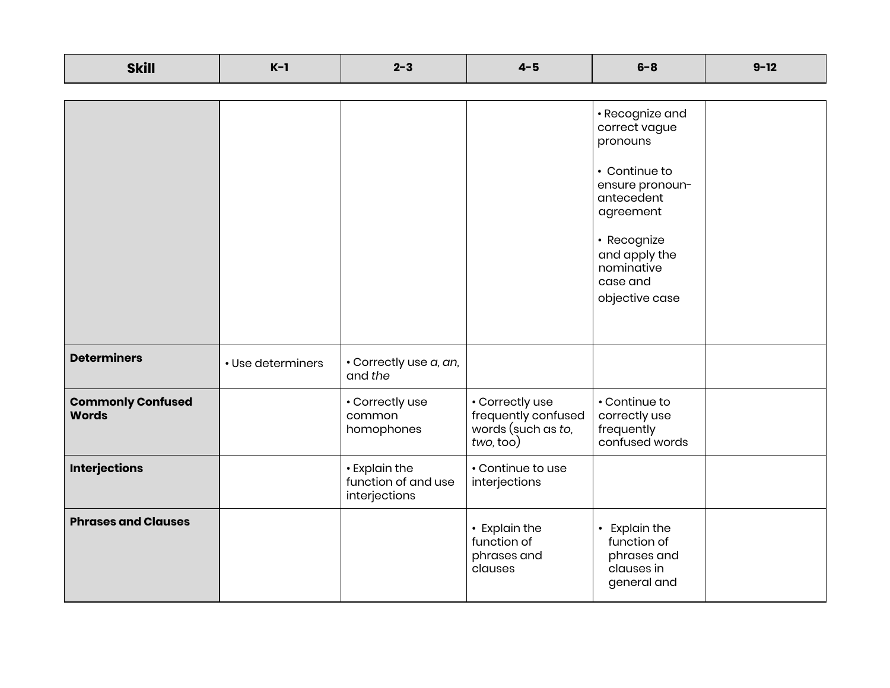| Skill | K–1 | 2–3 | 4–5 | 6–8 | 9–12 |
|---|---|---|---|---|---|
| | | | | • Recognize and correct vague pronouns<br><br>• Continue to ensure pronoun-antecedent agreement<br><br>• Recognize and apply the nominative case and objective case | |
| **Determiners** | • Use determiners | • Correctly use *a*, *an*, and *the* | | | |
| **Commonly Confused Words** | | • Correctly use common homophones | • Correctly use frequently confused words (such as *to*, *two*, too) | • Continue to correctly use frequently confused words | |
| **Interjections** | | • Explain the function of and use interjections | • Continue to use interjections | | |
| **Phrases and Clauses** | | | • Explain the function of phrases and clauses | • Explain the function of phrases and clauses in general and | |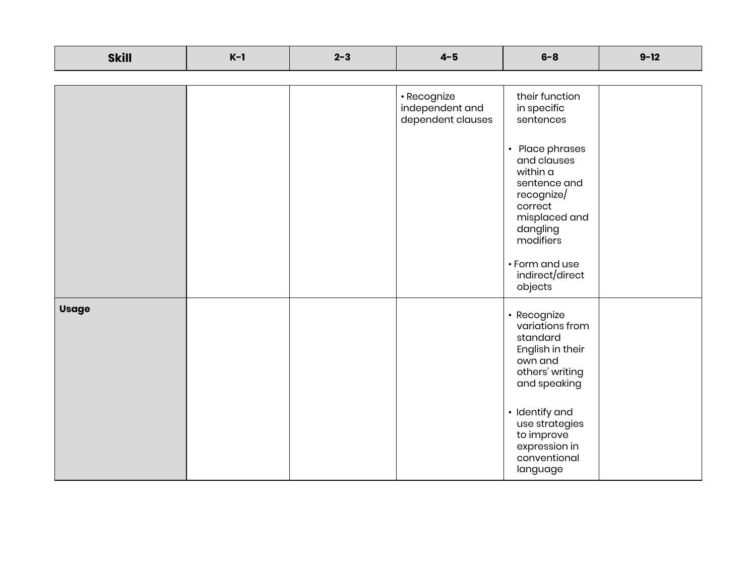| Skill | K–1 | 2–3 | 4–5 | 6–8 | 9–12 |
|---|---|---|---|---|---|
| | | | • Recognize independent and dependent clauses | their function in specific sentences<br><br>• Place phrases and clauses within a sentence and recognize/ correct misplaced and dangling modifiers<br><br>• Form and use indirect/direct objects | |
| **Usage** | | | | • Recognize variations from standard English in their own and others' writing and speaking<br><br>• Identify and use strategies to improve expression in conventional language | |